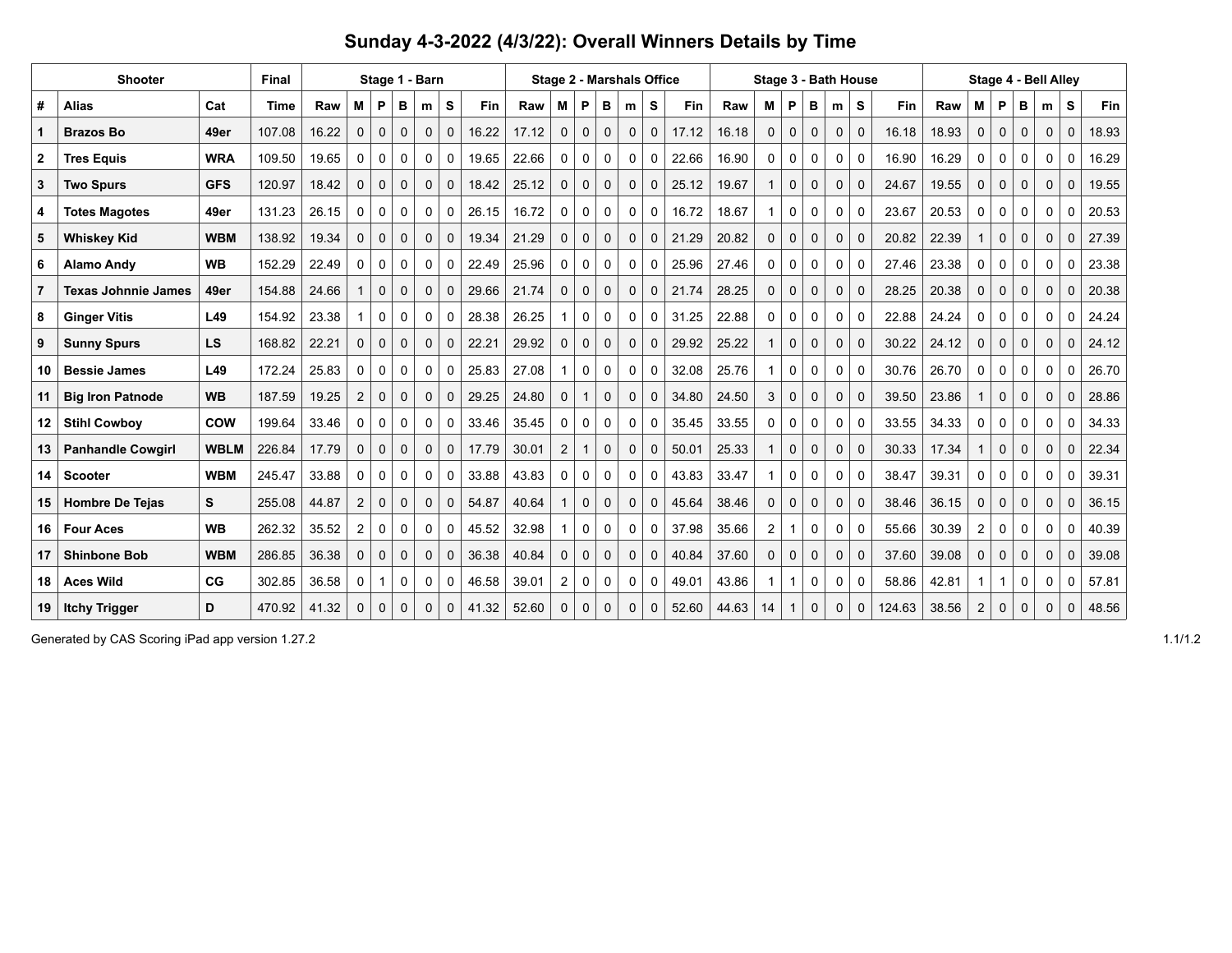# Sunday 4-3-2022 (4/3/22): Overall Winners Details by Time

| Shooter | | | Final | Stage 1 - Barn | | | | | | | Stage 2 - Marshals Office | | | | | | | Stage 3 - Bath House | | | | | | | Stage 4 - Bell Alley | | | | | | |
|---|---|---|---|---|---|---|---|---|---|---|---|---|---|---|---|---|---|---|---|---|---|---|---|---|---|---|---|---|---|---|---|
| # | Alias | Cat | Time | Raw | M | P | B | m | S | Fin | Raw | M | P | B | m | S | Fin | Raw | M | P | B | m | S | Fin | Raw | M | P | B | m | S | Fin |
| 1 | Brazos Bo | 49er | 107.08 | 16.22 | 0 | 0 | 0 | 0 | 0 | 16.22 | 17.12 | 0 | 0 | 0 | 0 | 0 | 17.12 | 16.18 | 0 | 0 | 0 | 0 | 0 | 16.18 | 18.93 | 0 | 0 | 0 | 0 | 0 | 18.93 |
| 2 | Tres Equis | WRA | 109.50 | 19.65 | 0 | 0 | 0 | 0 | 0 | 19.65 | 22.66 | 0 | 0 | 0 | 0 | 0 | 22.66 | 16.90 | 0 | 0 | 0 | 0 | 0 | 16.90 | 16.29 | 0 | 0 | 0 | 0 | 0 | 16.29 |
| 3 | Two Spurs | GFS | 120.97 | 18.42 | 0 | 0 | 0 | 0 | 0 | 18.42 | 25.12 | 0 | 0 | 0 | 0 | 0 | 25.12 | 19.67 | 1 | 0 | 0 | 0 | 0 | 24.67 | 19.55 | 0 | 0 | 0 | 0 | 0 | 19.55 |
| 4 | Totes Magotes | 49er | 131.23 | 26.15 | 0 | 0 | 0 | 0 | 0 | 26.15 | 16.72 | 0 | 0 | 0 | 0 | 0 | 16.72 | 18.67 | 1 | 0 | 0 | 0 | 0 | 23.67 | 20.53 | 0 | 0 | 0 | 0 | 0 | 20.53 |
| 5 | Whiskey Kid | WBM | 138.92 | 19.34 | 0 | 0 | 0 | 0 | 0 | 19.34 | 21.29 | 0 | 0 | 0 | 0 | 0 | 21.29 | 20.82 | 0 | 0 | 0 | 0 | 0 | 20.82 | 22.39 | 1 | 0 | 0 | 0 | 0 | 27.39 |
| 6 | Alamo Andy | WB | 152.29 | 22.49 | 0 | 0 | 0 | 0 | 0 | 22.49 | 25.96 | 0 | 0 | 0 | 0 | 0 | 25.96 | 27.46 | 0 | 0 | 0 | 0 | 0 | 27.46 | 23.38 | 0 | 0 | 0 | 0 | 0 | 23.38 |
| 7 | Texas Johnnie James | 49er | 154.88 | 24.66 | 1 | 0 | 0 | 0 | 0 | 29.66 | 21.74 | 0 | 0 | 0 | 0 | 0 | 21.74 | 28.25 | 0 | 0 | 0 | 0 | 0 | 28.25 | 20.38 | 0 | 0 | 0 | 0 | 0 | 20.38 |
| 8 | Ginger Vitis | L49 | 154.92 | 23.38 | 1 | 0 | 0 | 0 | 0 | 28.38 | 26.25 | 1 | 0 | 0 | 0 | 0 | 31.25 | 22.88 | 0 | 0 | 0 | 0 | 0 | 22.88 | 24.24 | 0 | 0 | 0 | 0 | 0 | 24.24 |
| 9 | Sunny Spurs | LS | 168.82 | 22.21 | 0 | 0 | 0 | 0 | 0 | 22.21 | 29.92 | 0 | 0 | 0 | 0 | 0 | 29.92 | 25.22 | 1 | 0 | 0 | 0 | 0 | 30.22 | 24.12 | 0 | 0 | 0 | 0 | 0 | 24.12 |
| 10 | Bessie James | L49 | 172.24 | 25.83 | 0 | 0 | 0 | 0 | 0 | 25.83 | 27.08 | 1 | 0 | 0 | 0 | 0 | 32.08 | 25.76 | 1 | 0 | 0 | 0 | 0 | 30.76 | 26.70 | 0 | 0 | 0 | 0 | 0 | 26.70 |
| 11 | Big Iron Patnode | WB | 187.59 | 19.25 | 2 | 0 | 0 | 0 | 0 | 29.25 | 24.80 | 0 | 1 | 0 | 0 | 0 | 34.80 | 24.50 | 3 | 0 | 0 | 0 | 0 | 39.50 | 23.86 | 1 | 0 | 0 | 0 | 0 | 28.86 |
| 12 | Stihl Cowboy | COW | 199.64 | 33.46 | 0 | 0 | 0 | 0 | 0 | 33.46 | 35.45 | 0 | 0 | 0 | 0 | 0 | 35.45 | 33.55 | 0 | 0 | 0 | 0 | 0 | 33.55 | 34.33 | 0 | 0 | 0 | 0 | 0 | 34.33 |
| 13 | Panhandle Cowgirl | WBLM | 226.84 | 17.79 | 0 | 0 | 0 | 0 | 0 | 17.79 | 30.01 | 2 | 1 | 0 | 0 | 0 | 50.01 | 25.33 | 1 | 0 | 0 | 0 | 0 | 30.33 | 17.34 | 1 | 0 | 0 | 0 | 0 | 22.34 |
| 14 | Scooter | WBM | 245.47 | 33.88 | 0 | 0 | 0 | 0 | 0 | 33.88 | 43.83 | 0 | 0 | 0 | 0 | 0 | 43.83 | 33.47 | 1 | 0 | 0 | 0 | 0 | 38.47 | 39.31 | 0 | 0 | 0 | 0 | 0 | 39.31 |
| 15 | Hombre De Tejas | S | 255.08 | 44.87 | 2 | 0 | 0 | 0 | 0 | 54.87 | 40.64 | 1 | 0 | 0 | 0 | 0 | 45.64 | 38.46 | 0 | 0 | 0 | 0 | 0 | 38.46 | 36.15 | 0 | 0 | 0 | 0 | 0 | 36.15 |
| 16 | Four Aces | WB | 262.32 | 35.52 | 2 | 0 | 0 | 0 | 0 | 45.52 | 32.98 | 1 | 0 | 0 | 0 | 0 | 37.98 | 35.66 | 2 | 1 | 0 | 0 | 0 | 55.66 | 30.39 | 2 | 0 | 0 | 0 | 0 | 40.39 |
| 17 | Shinbone Bob | WBM | 286.85 | 36.38 | 0 | 0 | 0 | 0 | 0 | 36.38 | 40.84 | 0 | 0 | 0 | 0 | 0 | 40.84 | 37.60 | 0 | 0 | 0 | 0 | 0 | 37.60 | 39.08 | 0 | 0 | 0 | 0 | 0 | 39.08 |
| 18 | Aces Wild | CG | 302.85 | 36.58 | 0 | 1 | 0 | 0 | 0 | 46.58 | 39.01 | 2 | 0 | 0 | 0 | 0 | 49.01 | 43.86 | 1 | 1 | 0 | 0 | 0 | 58.86 | 42.81 | 1 | 1 | 0 | 0 | 0 | 57.81 |
| 19 | Itchy Trigger | D | 470.92 | 41.32 | 0 | 0 | 0 | 0 | 0 | 41.32 | 52.60 | 0 | 0 | 0 | 0 | 0 | 52.60 | 44.63 | 14 | 1 | 0 | 0 | 0 | 124.63 | 38.56 | 2 | 0 | 0 | 0 | 0 | 48.56 |

Generated by CAS Scoring iPad app version 1.27.2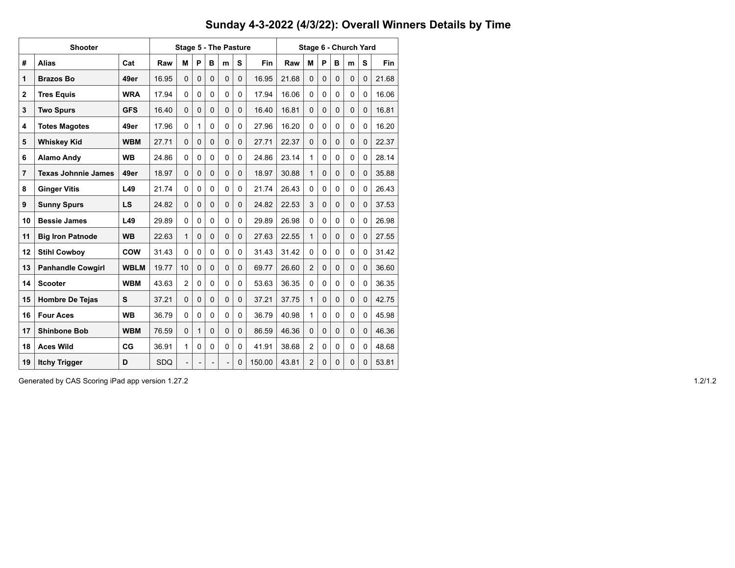# Sunday 4-3-2022 (4/3/22): Overall Winners Details by Time

| Shooter | | | Stage 5 - The Pasture | | | | | | | Stage 6 - Church Yard | | | | | | |
|---|---|---|---|---|---|---|---|---|---|---|---|---|---|---|---|---|
| # | Alias | Cat | Raw | M | P | B | m | S | Fin | Raw | M | P | B | m | S | Fin |
| 1 | **Brazos Bo** | **49er** | 16.95 | 0 | 0 | 0 | 0 | 0 | 16.95 | 21.68 | 0 | 0 | 0 | 0 | 0 | 21.68 |
| 2 | **Tres Equis** | **WRA** | 17.94 | 0 | 0 | 0 | 0 | 0 | 17.94 | 16.06 | 0 | 0 | 0 | 0 | 0 | 16.06 |
| 3 | **Two Spurs** | **GFS** | 16.40 | 0 | 0 | 0 | 0 | 0 | 16.40 | 16.81 | 0 | 0 | 0 | 0 | 0 | 16.81 |
| 4 | **Totes Magotes** | **49er** | 17.96 | 0 | 1 | 0 | 0 | 0 | 27.96 | 16.20 | 0 | 0 | 0 | 0 | 0 | 16.20 |
| 5 | **Whiskey Kid** | **WBM** | 27.71 | 0 | 0 | 0 | 0 | 0 | 27.71 | 22.37 | 0 | 0 | 0 | 0 | 0 | 22.37 |
| 6 | **Alamo Andy** | **WB** | 24.86 | 0 | 0 | 0 | 0 | 0 | 24.86 | 23.14 | 1 | 0 | 0 | 0 | 0 | 28.14 |
| 7 | **Texas Johnnie James** | **49er** | 18.97 | 0 | 0 | 0 | 0 | 0 | 18.97 | 30.88 | 1 | 0 | 0 | 0 | 0 | 35.88 |
| 8 | **Ginger Vitis** | **L49** | 21.74 | 0 | 0 | 0 | 0 | 0 | 21.74 | 26.43 | 0 | 0 | 0 | 0 | 0 | 26.43 |
| 9 | **Sunny Spurs** | **LS** | 24.82 | 0 | 0 | 0 | 0 | 0 | 24.82 | 22.53 | 3 | 0 | 0 | 0 | 0 | 37.53 |
| 10 | **Bessie James** | **L49** | 29.89 | 0 | 0 | 0 | 0 | 0 | 29.89 | 26.98 | 0 | 0 | 0 | 0 | 0 | 26.98 |
| 11 | **Big Iron Patnode** | **WB** | 22.63 | 1 | 0 | 0 | 0 | 0 | 27.63 | 22.55 | 1 | 0 | 0 | 0 | 0 | 27.55 |
| 12 | **Stihl Cowboy** | **COW** | 31.43 | 0 | 0 | 0 | 0 | 0 | 31.43 | 31.42 | 0 | 0 | 0 | 0 | 0 | 31.42 |
| 13 | **Panhandle Cowgirl** | **WBLM** | 19.77 | 10 | 0 | 0 | 0 | 0 | 69.77 | 26.60 | 2 | 0 | 0 | 0 | 0 | 36.60 |
| 14 | **Scooter** | **WBM** | 43.63 | 2 | 0 | 0 | 0 | 0 | 53.63 | 36.35 | 0 | 0 | 0 | 0 | 0 | 36.35 |
| 15 | **Hombre De Tejas** | **S** | 37.21 | 0 | 0 | 0 | 0 | 0 | 37.21 | 37.75 | 1 | 0 | 0 | 0 | 0 | 42.75 |
| 16 | **Four Aces** | **WB** | 36.79 | 0 | 0 | 0 | 0 | 0 | 36.79 | 40.98 | 1 | 0 | 0 | 0 | 0 | 45.98 |
| 17 | **Shinbone Bob** | **WBM** | 76.59 | 0 | 1 | 0 | 0 | 0 | 86.59 | 46.36 | 0 | 0 | 0 | 0 | 0 | 46.36 |
| 18 | **Aces Wild** | **CG** | 36.91 | 1 | 0 | 0 | 0 | 0 | 41.91 | 38.68 | 2 | 0 | 0 | 0 | 0 | 48.68 |
| 19 | **Itchy Trigger** | **D** | SDQ | - | - | - | - | 0 | 150.00 | 43.81 | 2 | 0 | 0 | 0 | 0 | 53.81 |

Generated by CAS Scoring iPad app version 1.27.2